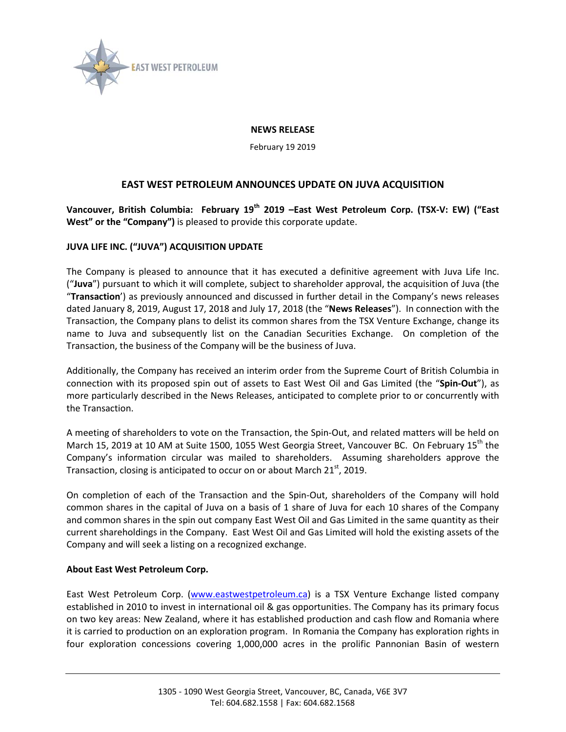**NEWS RELEASE**

February 19 2019

## EAST WEST PETROLEUM ANNOUNCES UPDATE ON JUVA ACQUISITION

**Vancouver, British Columbia: February 19th 2019 –East West Petroleum Corp. (TSX-V: EW) ("East West" or the "Company")** is pleased to provide this corporate update.

### JUVA LIFE INC. ("JUVA") ACQUISITION UPDATE

The Company is pleased to announce that it has executed a definitive agreement with Juva Life Inc. ("**Juva**") pursuant to which it will complete, subject to shareholder approval, the acquisition of Juva (the "**Transaction**') as previously announced and discussed in further detail in the Company's news releases dated January 8, 2019, August 17, 2018 and July 17, 2018 (the "**News Releases**"). In connection with the Transaction, the Company plans to delist its common shares from the TSX Venture Exchange, change its name to Juva and subsequently list on the Canadian Securities Exchange. On completion of the Transaction, the business of the Company will be the business of Juva.

Additionally, the Company has received an interim order from the Supreme Court of British Columbia in connection with its proposed spin out of assets to East West Oil and Gas Limited (the "**Spin-Out**"), as more particularly described in the News Releases, anticipated to complete prior to or concurrently with the Transaction.

A meeting of shareholders to vote on the Transaction, the Spin-Out, and related matters will be held on March 15, 2019 at 10 AM at Suite 1500, 1055 West Georgia Street, Vancouver BC. On February 15th the Company's information circular was mailed to shareholders. Assuming shareholders approve the Transaction, closing is anticipated to occur on or about March 21st, 2019.

On completion of each of the Transaction and the Spin-Out, shareholders of the Company will hold common shares in the capital of Juva on a basis of 1 share of Juva for each 10 shares of the Company and common shares in the spin out company East West Oil and Gas Limited in the same quantity as their current shareholdings in the Company. East West Oil and Gas Limited will hold the existing assets of the Company and will seek a listing on a recognized exchange.

### About East West Petroleum Corp.

East West Petroleum Corp. (www.eastwestpetroleum.ca) is a TSX Venture Exchange listed company established in 2010 to invest in international oil & gas opportunities. The Company has its primary focus on two key areas: New Zealand, where it has established production and cash flow and Romania where it is carried to production on an exploration program. In Romania the Company has exploration rights in four exploration concessions covering 1,000,000 acres in the prolific Pannonian Basin of western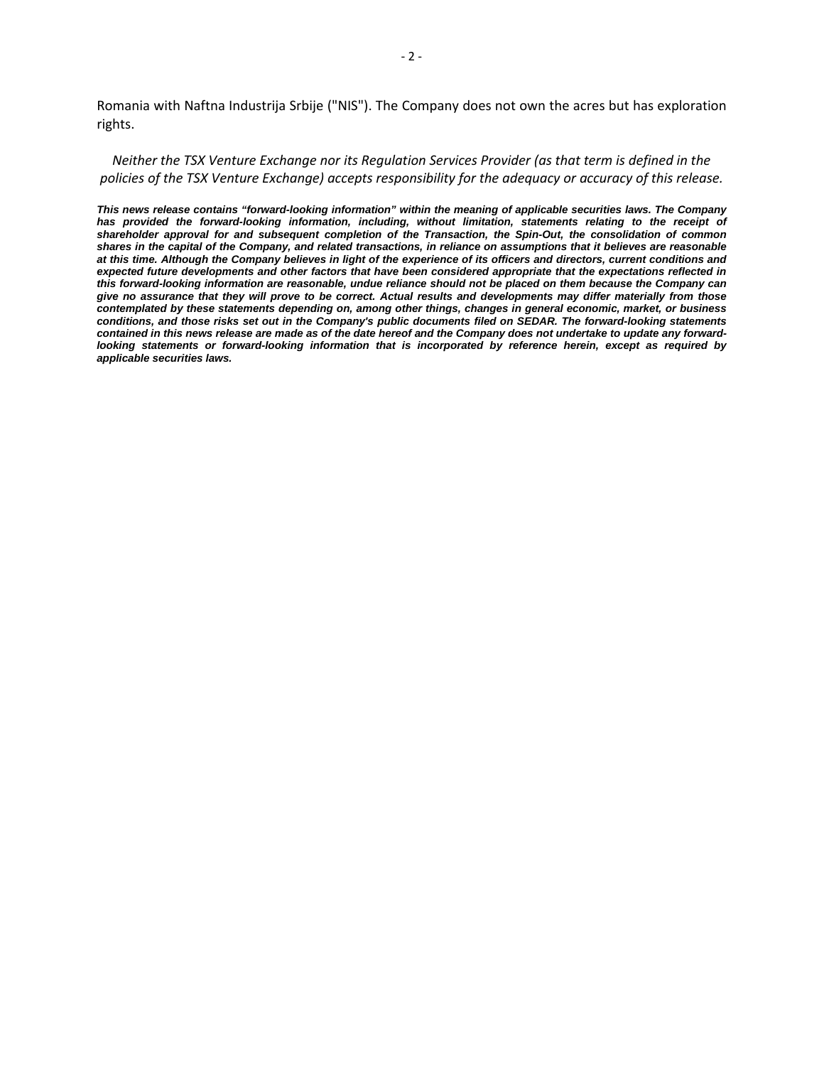Romania with Naftna Industrija Srbije ("NIS"). The Company does not own the acres but has exploration rights.

*Neither the TSX Venture Exchange nor its Regulation Services Provider (as that term is defined in the policies of the TSX Venture Exchange) accepts responsibility for the adequacy or accuracy of this release.*

***This news release contains "forward-looking information" within the meaning of applicable securities laws. The Company has provided the forward-looking information, including, without limitation, statements relating to the receipt of shareholder approval for and subsequent completion of the Transaction, the Spin-Out, the consolidation of common shares in the capital of the Company, and related transactions, in reliance on assumptions that it believes are reasonable at this time. Although the Company believes in light of the experience of its officers and directors, current conditions and expected future developments and other factors that have been considered appropriate that the expectations reflected in this forward-looking information are reasonable, undue reliance should not be placed on them because the Company can give no assurance that they will prove to be correct. Actual results and developments may differ materially from those contemplated by these statements depending on, among other things, changes in general economic, market, or business conditions, and those risks set out in the Company's public documents filed on SEDAR. The forward-looking statements contained in this news release are made as of the date hereof and the Company does not undertake to update any forward-looking statements or forward-looking information that is incorporated by reference herein, except as required by applicable securities laws.***